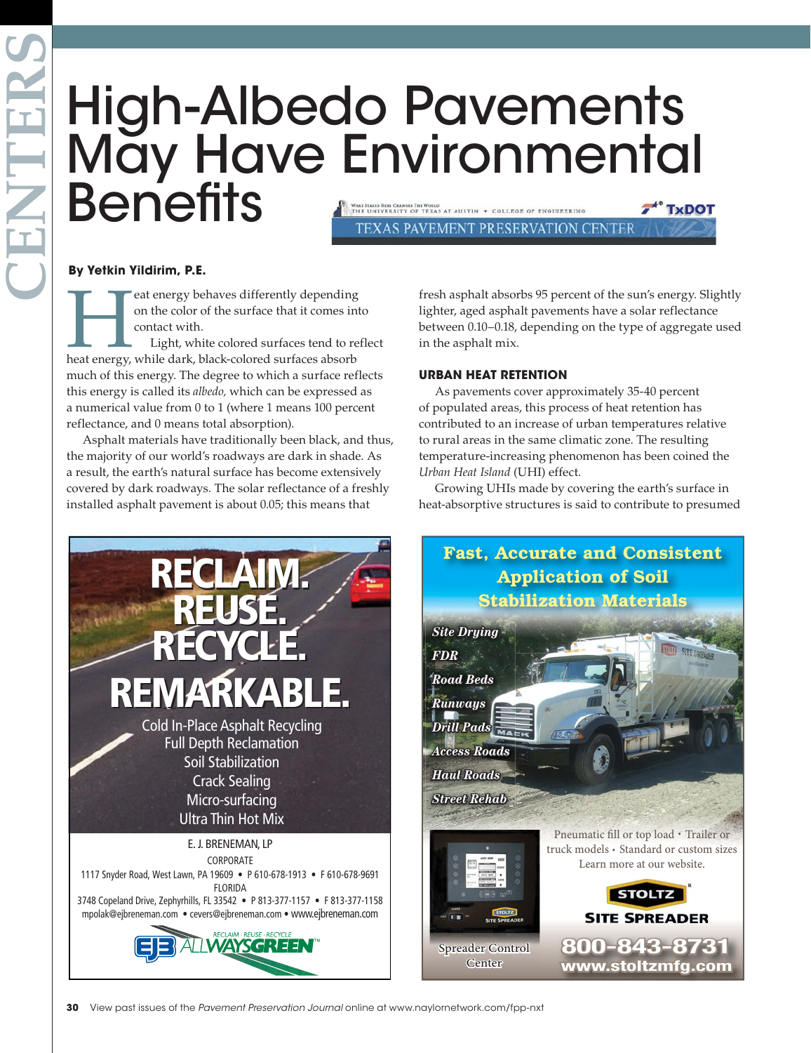# High-Albedo Pavements May Have Environmental Benefits

**By Yetkin Yildirim, P.E.**

Heat energy behaves differently depending on the color of the surface that it comes into contact with.

Light, white colored surfaces tend to reflect heat energy, while dark, black-colored surfaces absorb much of this energy. The degree to which a surface reflects this energy is called its *albedo,* which can be expressed as a numerical value from 0 to 1 (where 1 means 100 percent reflectance, and 0 means total absorption).

Asphalt materials have traditionally been black, and thus, the majority of our world's roadways are dark in shade. As a result, the earth's natural surface has become extensively covered by dark roadways. The solar reflectance of a freshly installed asphalt pavement is about 0.05; this means that fresh asphalt absorbs 95 percent of the sun's energy. Slightly lighter, aged asphalt pavements have a solar reflectance between 0.10–0.18, depending on the type of aggregate used in the asphalt mix.

### URBAN HEAT RETENTION

As pavements cover approximately 35-40 percent of populated areas, this process of heat retention has contributed to an increase of urban temperatures relative to rural areas in the same climatic zone. The resulting temperature-increasing phenomenon has been coined the *Urban Heat Island* (UHI) effect.

Growing UHIs made by covering the earth's surface in heat-absorptive structures is said to contribute to presumed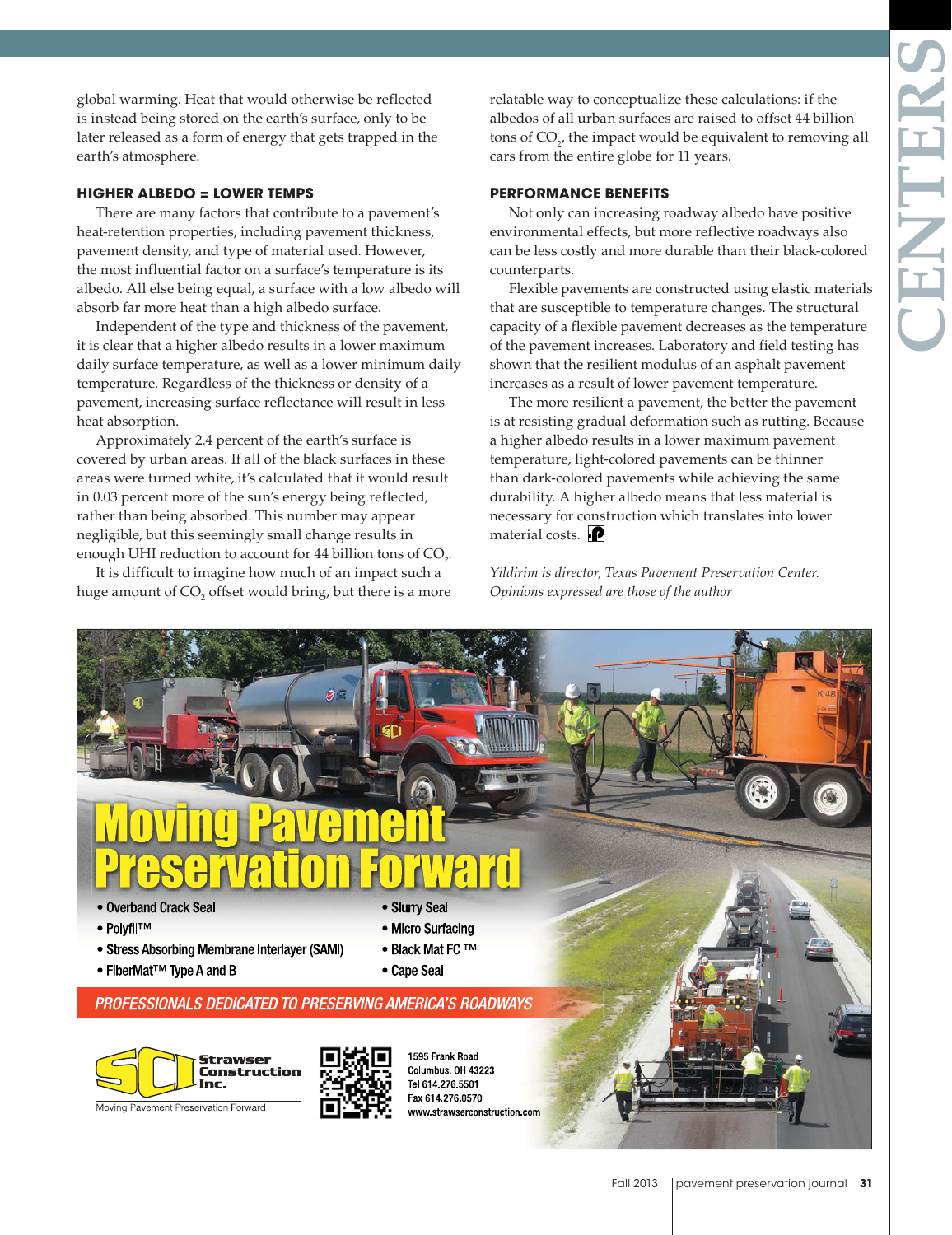global warming. Heat that would otherwise be reflected is instead being stored on the earth's surface, only to be later released as a form of energy that gets trapped in the earth's atmosphere.

### HIGHER ALBEDO = LOWER TEMPS

There are many factors that contribute to a pavement's heat-retention properties, including pavement thickness, pavement density, and type of material used. However, the most influential factor on a surface's temperature is its albedo. All else being equal, a surface with a low albedo will absorb far more heat than a high albedo surface.

Independent of the type and thickness of the pavement, it is clear that a higher albedo results in a lower maximum daily surface temperature, as well as a lower minimum daily temperature. Regardless of the thickness or density of a pavement, increasing surface reflectance will result in less heat absorption.

Approximately 2.4 percent of the earth's surface is covered by urban areas. If all of the black surfaces in these areas were turned white, it's calculated that it would result in 0.03 percent more of the sun's energy being reflected, rather than being absorbed. This number may appear negligible, but this seemingly small change results in enough UHI reduction to account for 44 billion tons of $CO_2$.

It is difficult to imagine how much of an impact such a huge amount of $CO_2$ offset would bring, but there is a more relatable way to conceptualize these calculations: if the albedos of all urban surfaces are raised to offset 44 billion tons of $CO_2$, the impact would be equivalent to removing all cars from the entire globe for 11 years.

### PERFORMANCE BENEFITS

Not only can increasing roadway albedo have positive environmental effects, but more reflective roadways also can be less costly and more durable than their black-colored counterparts.

Flexible pavements are constructed using elastic materials that are susceptible to temperature changes. The structural capacity of a flexible pavement decreases as the temperature of the pavement increases. Laboratory and field testing has shown that the resilient modulus of an asphalt pavement increases as a result of lower pavement temperature.

The more resilient a pavement, the better the pavement is at resisting gradual deformation such as rutting. Because a higher albedo results in a lower maximum pavement temperature, light-colored pavements can be thinner than dark-colored pavements while achieving the same durability. A higher albedo means that less material is necessary for construction which translates into lower material costs.

*Yildirim is director, Texas Pavement Preservation Center. Opinions expressed are those of the author*

# Moving Pavement Preservation Forward

- Overband Crack Seal
- Polyfil™
- Stress Absorbing Membrane Interlayer (SAMI)
- FiberMat™ Type A and B
- Slurry Seal
- Micro Surfacing
- Black Mat FC ™
- Cape Seal

*PROFESSIONALS DEDICATED TO PRESERVING AMERICA'S ROADWAYS*

**SCI Strawser Construction Inc.**
Moving Pavement Preservation Forward

1595 Frank Road
Columbus, OH 43223
Tel 614.276.5501
Fax 614.276.0570
www.strawserconstruction.com